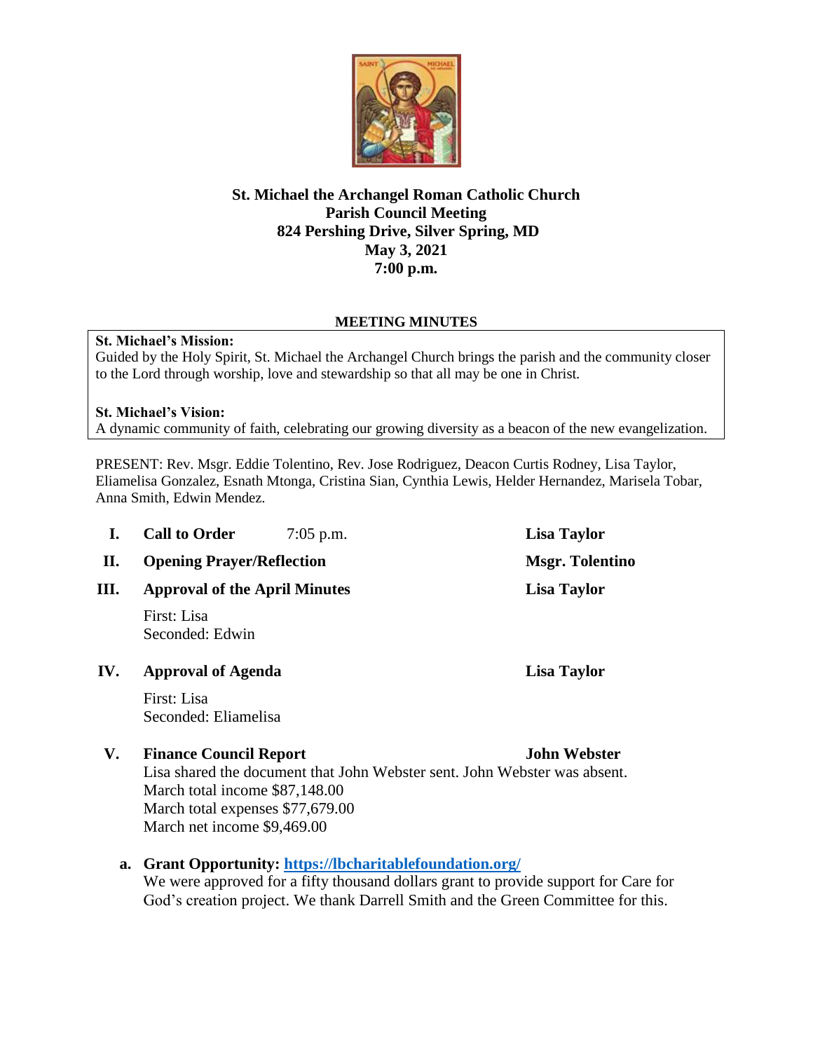# St. Michael the Archangel Roman Catholic Church
## Parish Council Meeting
### 824 Pershing Drive, Silver Spring, MD
### May 3, 2021
### 7:00 p.m.

**MEETING MINUTES**

**St. Michael's Mission:**
Guided by the Holy Spirit, St. Michael the Archangel Church brings the parish and the community closer to the Lord through worship, love and stewardship so that all may be one in Christ.

**St. Michael's Vision:**
A dynamic community of faith, celebrating our growing diversity as a beacon of the new evangelization.

PRESENT: Rev. Msgr. Eddie Tolentino, Rev. Jose Rodriguez, Deacon Curtis Rodney, Lisa Taylor, Eliamelisa Gonzalez, Esnath Mtonga, Cristina Sian, Cynthia Lewis, Helder Hernandez, Marisela Tobar, Anna Smith, Edwin Mendez.

**I. Call to Order** 7:05 p.m. — **Lisa Taylor**

**II. Opening Prayer/Reflection** — **Msgr. Tolentino**

**III. Approval of the April Minutes** — **Lisa Taylor**

First: Lisa
Seconded: Edwin

**IV. Approval of Agenda** — **Lisa Taylor**

First: Lisa
Seconded: Eliamelisa

**V. Finance Council Report** — **John Webster**

Lisa shared the document that John Webster sent. John Webster was absent.
March total income $87,148.00
March total expenses $77,679.00
March net income $9,469.00

**a. Grant Opportunity: [https://lbcharitablefoundation.org/](https://lbcharitablefoundation.org/)**
We were approved for a fifty thousand dollars grant to provide support for Care for God's creation project. We thank Darrell Smith and the Green Committee for this.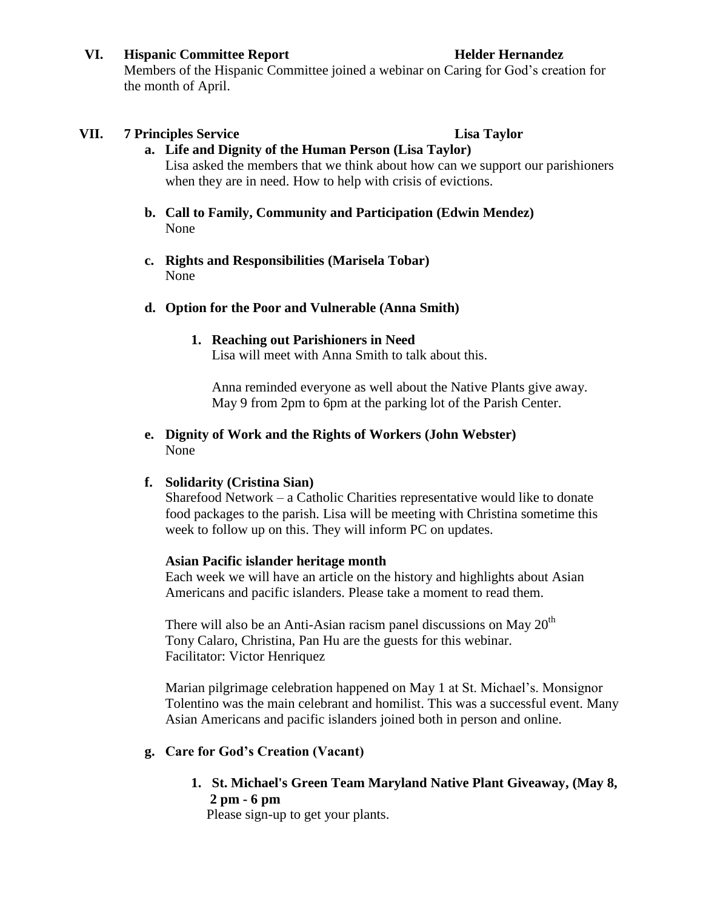## VI. Hispanic Committee Report — Helder Hernandez

Members of the Hispanic Committee joined a webinar on Caring for God's creation for the month of April.

## VII. 7 Principles Service — Lisa Taylor

**a. Life and Dignity of the Human Person (Lisa Taylor)**

Lisa asked the members that we think about how can we support our parishioners when they are in need. How to help with crisis of evictions.

**b. Call to Family, Community and Participation (Edwin Mendez)**

None

**c. Rights and Responsibilities (Marisela Tobar)**

None

**d. Option for the Poor and Vulnerable (Anna Smith)**

**1. Reaching out Parishioners in Need**

Lisa will meet with Anna Smith to talk about this.

Anna reminded everyone as well about the Native Plants give away. May 9 from 2pm to 6pm at the parking lot of the Parish Center.

**e. Dignity of Work and the Rights of Workers (John Webster)**

None

**f. Solidarity (Cristina Sian)**

Sharefood Network – a Catholic Charities representative would like to donate food packages to the parish. Lisa will be meeting with Christina sometime this week to follow up on this. They will inform PC on updates.

**Asian Pacific islander heritage month**

Each week we will have an article on the history and highlights about Asian Americans and pacific islanders. Please take a moment to read them.

There will also be an Anti-Asian racism panel discussions on May 20th
Tony Calaro, Christina, Pan Hu are the guests for this webinar.
Facilitator: Victor Henriquez

Marian pilgrimage celebration happened on May 1 at St. Michael's. Monsignor Tolentino was the main celebrant and homilist. This was a successful event. Many Asian Americans and pacific islanders joined both in person and online.

**g. Care for God's Creation (Vacant)**

**1. St. Michael's Green Team Maryland Native Plant Giveaway, (May 8, 2 pm - 6 pm**

Please sign-up to get your plants.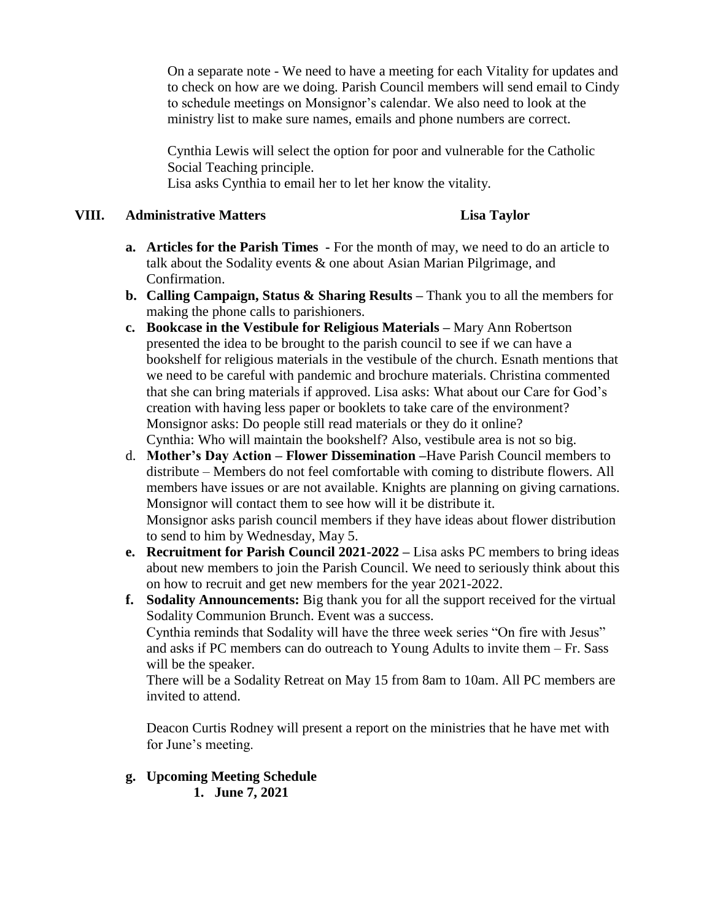On a separate note - We need to have a meeting for each Vitality for updates and to check on how are we doing. Parish Council members will send email to Cindy to schedule meetings on Monsignor's calendar. We also need to look at the ministry list to make sure names, emails and phone numbers are correct.

Cynthia Lewis will select the option for poor and vulnerable for the Catholic Social Teaching principle.
Lisa asks Cynthia to email her to let her know the vitality.

## VIII. Administrative Matters — Lisa Taylor

- **a. Articles for the Parish Times** - For the month of may, we need to do an article to talk about the Sodality events & one about Asian Marian Pilgrimage, and Confirmation.
- **b. Calling Campaign, Status & Sharing Results** – Thank you to all the members for making the phone calls to parishioners.
- **c. Bookcase in the Vestibule for Religious Materials** – Mary Ann Robertson presented the idea to be brought to the parish council to see if we can have a bookshelf for religious materials in the vestibule of the church. Esnath mentions that we need to be careful with pandemic and brochure materials. Christina commented that she can bring materials if approved. Lisa asks: What about our Care for God's creation with having less paper or booklets to take care of the environment? Monsignor asks: Do people still read materials or they do it online?
  Cynthia: Who will maintain the bookshelf? Also, vestibule area is not so big.
- d. **Mother's Day Action – Flower Dissemination** –Have Parish Council members to distribute – Members do not feel comfortable with coming to distribute flowers. All members have issues or are not available. Knights are planning on giving carnations. Monsignor will contact them to see how will it be distribute it.
  Monsignor asks parish council members if they have ideas about flower distribution to send to him by Wednesday, May 5.
- **e. Recruitment for Parish Council 2021-2022** – Lisa asks PC members to bring ideas about new members to join the Parish Council. We need to seriously think about this on how to recruit and get new members for the year 2021-2022.
- **f. Sodality Announcements:** Big thank you for all the support received for the virtual Sodality Communion Brunch. Event was a success.
  Cynthia reminds that Sodality will have the three week series "On fire with Jesus" and asks if PC members can do outreach to Young Adults to invite them – Fr. Sass will be the speaker.
  There will be a Sodality Retreat on May 15 from 8am to 10am. All PC members are invited to attend.

  Deacon Curtis Rodney will present a report on the ministries that he have met with for June's meeting.

- **g. Upcoming Meeting Schedule**
  1. **June 7, 2021**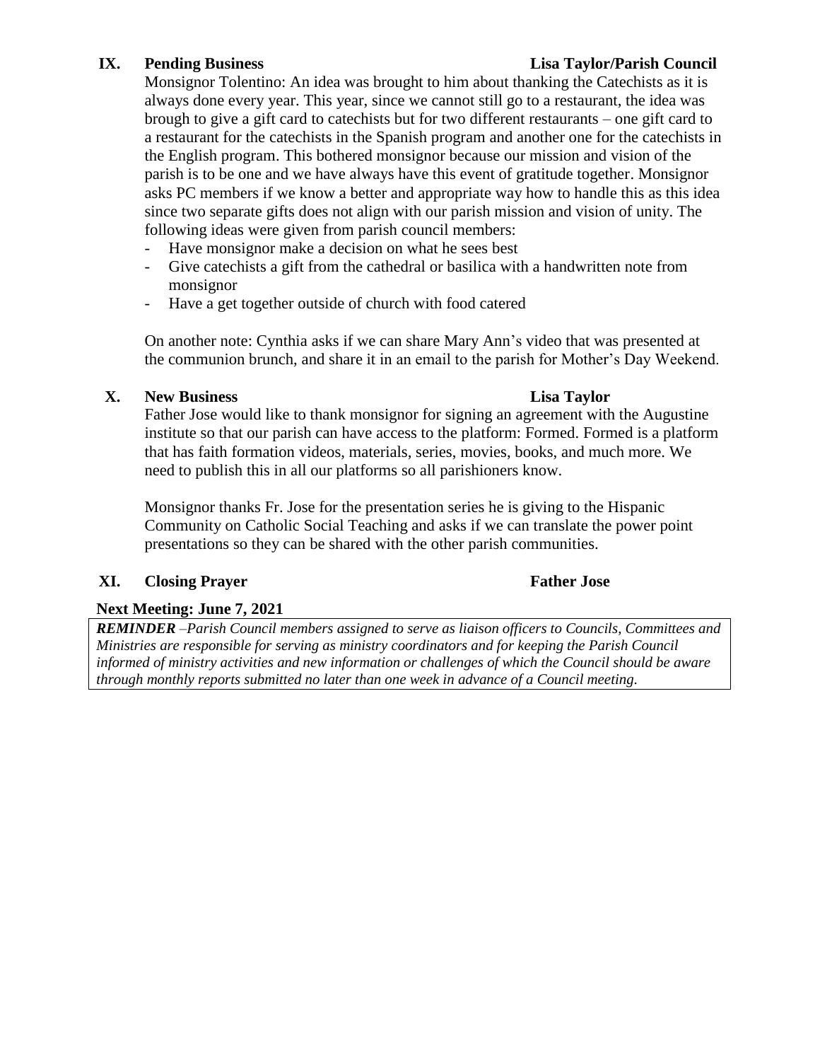## IX. Pending Business — Lisa Taylor/Parish Council

Monsignor Tolentino: An idea was brought to him about thanking the Catechists as it is always done every year. This year, since we cannot still go to a restaurant, the idea was brough to give a gift card to catechists but for two different restaurants – one gift card to a restaurant for the catechists in the Spanish program and another one for the catechists in the English program. This bothered monsignor because our mission and vision of the parish is to be one and we have always have this event of gratitude together. Monsignor asks PC members if we know a better and appropriate way how to handle this as this idea since two separate gifts does not align with our parish mission and vision of unity. The following ideas were given from parish council members:

- Have monsignor make a decision on what he sees best
- Give catechists a gift from the cathedral or basilica with a handwritten note from monsignor
- Have a get together outside of church with food catered

On another note: Cynthia asks if we can share Mary Ann's video that was presented at the communion brunch, and share it in an email to the parish for Mother's Day Weekend.

## X. New Business — Lisa Taylor

Father Jose would like to thank monsignor for signing an agreement with the Augustine institute so that our parish can have access to the platform: Formed. Formed is a platform that has faith formation videos, materials, series, movies, books, and much more. We need to publish this in all our platforms so all parishioners know.

Monsignor thanks Fr. Jose for the presentation series he is giving to the Hispanic Community on Catholic Social Teaching and asks if we can translate the power point presentations so they can be shared with the other parish communities.

## XI. Closing Prayer — Father Jose

**Next Meeting: June 7, 2021**

***REMINDER*** *–Parish Council members assigned to serve as liaison officers to Councils, Committees and Ministries are responsible for serving as ministry coordinators and for keeping the Parish Council informed of ministry activities and new information or challenges of which the Council should be aware through monthly reports submitted no later than one week in advance of a Council meeting.*